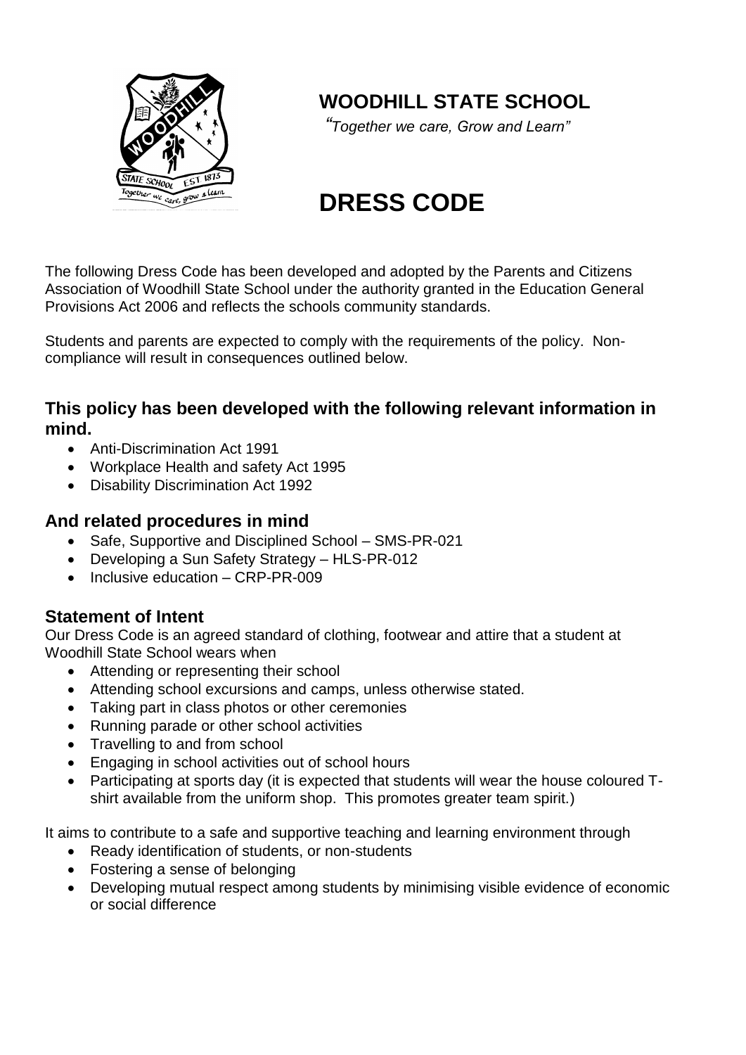# WOODHILL STATE SCHOOL

*"Together we care, Grow and Learn"*

# DRESS CODE

The following Dress Code has been developed and adopted by the Parents and Citizens Association of Woodhill State School under the authority granted in the Education General Provisions Act 2006 and reflects the schools community standards.

Students and parents are expected to comply with the requirements of the policy. Non-compliance will result in consequences outlined below.

## This policy has been developed with the following relevant information in mind.

- Anti-Discrimination Act 1991
- Workplace Health and safety Act 1995
- Disability Discrimination Act 1992

## And related procedures in mind

- Safe, Supportive and Disciplined School – SMS-PR-021
- Developing a Sun Safety Strategy – HLS-PR-012
- Inclusive education – CRP-PR-009

## Statement of Intent

Our Dress Code is an agreed standard of clothing, footwear and attire that a student at Woodhill State School wears when

- Attending or representing their school
- Attending school excursions and camps, unless otherwise stated.
- Taking part in class photos or other ceremonies
- Running parade or other school activities
- Travelling to and from school
- Engaging in school activities out of school hours
- Participating at sports day (it is expected that students will wear the house coloured T-shirt available from the uniform shop. This promotes greater team spirit.)

It aims to contribute to a safe and supportive teaching and learning environment through

- Ready identification of students, or non-students
- Fostering a sense of belonging
- Developing mutual respect among students by minimising visible evidence of economic or social difference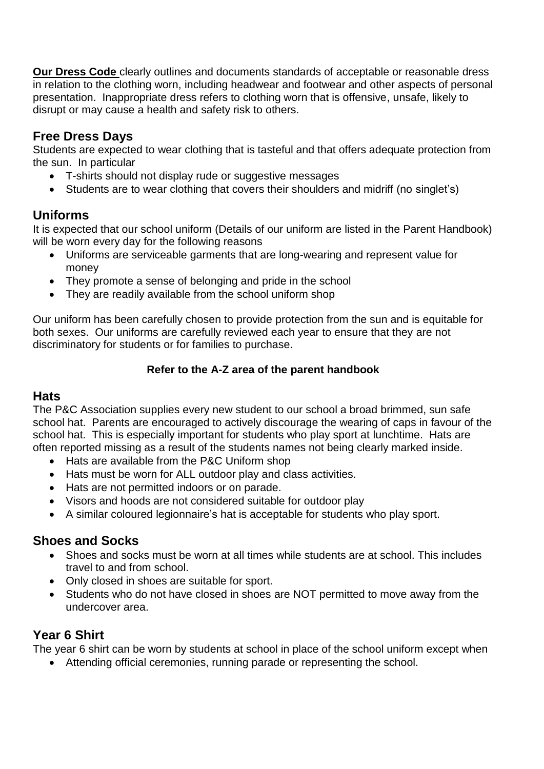**Our Dress Code** clearly outlines and documents standards of acceptable or reasonable dress in relation to the clothing worn, including headwear and footwear and other aspects of personal presentation. Inappropriate dress refers to clothing worn that is offensive, unsafe, likely to disrupt or may cause a health and safety risk to others.

## Free Dress Days

Students are expected to wear clothing that is tasteful and that offers adequate protection from the sun. In particular

- T-shirts should not display rude or suggestive messages
- Students are to wear clothing that covers their shoulders and midriff (no singlet's)

## Uniforms

It is expected that our school uniform (Details of our uniform are listed in the Parent Handbook) will be worn every day for the following reasons

- Uniforms are serviceable garments that are long-wearing and represent value for money
- They promote a sense of belonging and pride in the school
- They are readily available from the school uniform shop

Our uniform has been carefully chosen to provide protection from the sun and is equitable for both sexes. Our uniforms are carefully reviewed each year to ensure that they are not discriminatory for students or for families to purchase.

**Refer to the A-Z area of the parent handbook**

## Hats

The P&C Association supplies every new student to our school a broad brimmed, sun safe school hat. Parents are encouraged to actively discourage the wearing of caps in favour of the school hat. This is especially important for students who play sport at lunchtime. Hats are often reported missing as a result of the students names not being clearly marked inside.

- Hats are available from the P&C Uniform shop
- Hats must be worn for ALL outdoor play and class activities.
- Hats are not permitted indoors or on parade.
- Visors and hoods are not considered suitable for outdoor play
- A similar coloured legionnaire's hat is acceptable for students who play sport.

## Shoes and Socks

- Shoes and socks must be worn at all times while students are at school. This includes travel to and from school.
- Only closed in shoes are suitable for sport.
- Students who do not have closed in shoes are NOT permitted to move away from the undercover area.

## Year 6 Shirt

The year 6 shirt can be worn by students at school in place of the school uniform except when

- Attending official ceremonies, running parade or representing the school.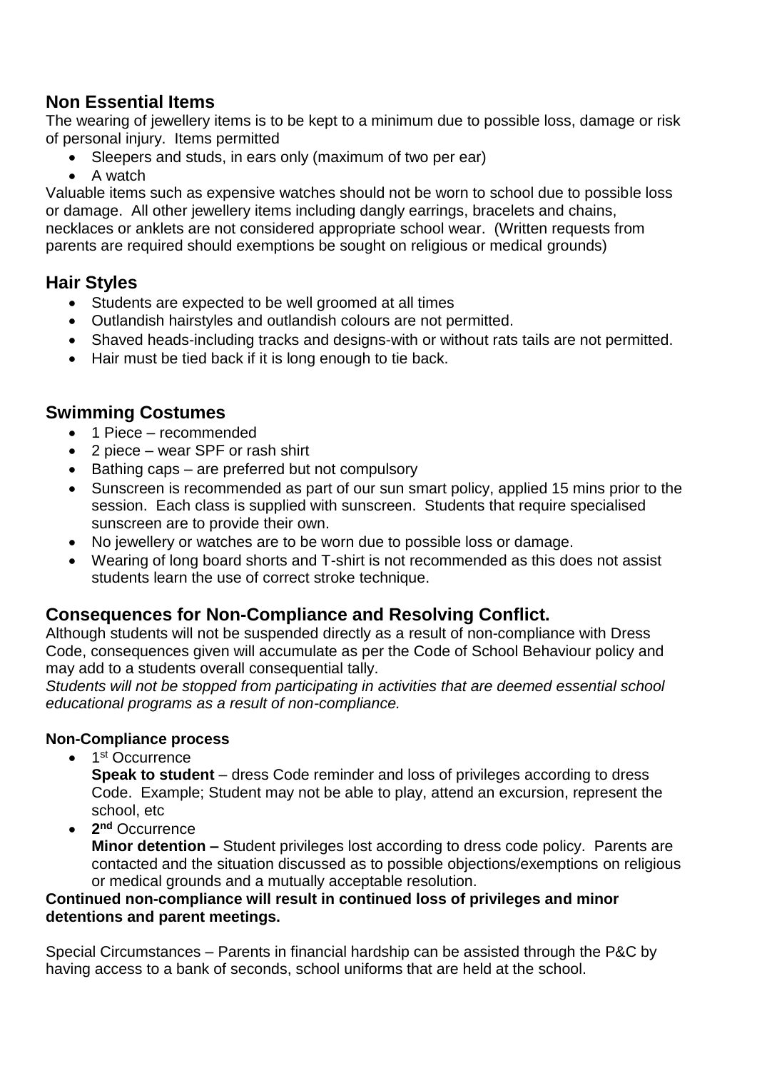## Non Essential Items

The wearing of jewellery items is to be kept to a minimum due to possible loss, damage or risk of personal injury. Items permitted

- Sleepers and studs, in ears only (maximum of two per ear)
- A watch

Valuable items such as expensive watches should not be worn to school due to possible loss or damage. All other jewellery items including dangly earrings, bracelets and chains, necklaces or anklets are not considered appropriate school wear. (Written requests from parents are required should exemptions be sought on religious or medical grounds)

## Hair Styles

- Students are expected to be well groomed at all times
- Outlandish hairstyles and outlandish colours are not permitted.
- Shaved heads-including tracks and designs-with or without rats tails are not permitted.
- Hair must be tied back if it is long enough to tie back.

## Swimming Costumes

- 1 Piece – recommended
- 2 piece – wear SPF or rash shirt
- Bathing caps – are preferred but not compulsory
- Sunscreen is recommended as part of our sun smart policy, applied 15 mins prior to the session. Each class is supplied with sunscreen. Students that require specialised sunscreen are to provide their own.
- No jewellery or watches are to be worn due to possible loss or damage.
- Wearing of long board shorts and T-shirt is not recommended as this does not assist students learn the use of correct stroke technique.

## Consequences for Non-Compliance and Resolving Conflict.

Although students will not be suspended directly as a result of non-compliance with Dress Code, consequences given will accumulate as per the Code of School Behaviour policy and may add to a students overall consequential tally.

*Students will not be stopped from participating in activities that are deemed essential school educational programs as a result of non-compliance.*

### Non-Compliance process

- 1st Occurrence
  **Speak to student** – dress Code reminder and loss of privileges according to dress Code. Example; Student may not be able to play, attend an excursion, represent the school, etc
- **2nd** Occurrence
  **Minor detention –** Student privileges lost according to dress code policy. Parents are contacted and the situation discussed as to possible objections/exemptions on religious or medical grounds and a mutually acceptable resolution.

**Continued non-compliance will result in continued loss of privileges and minor detentions and parent meetings.**

Special Circumstances – Parents in financial hardship can be assisted through the P&C by having access to a bank of seconds, school uniforms that are held at the school.